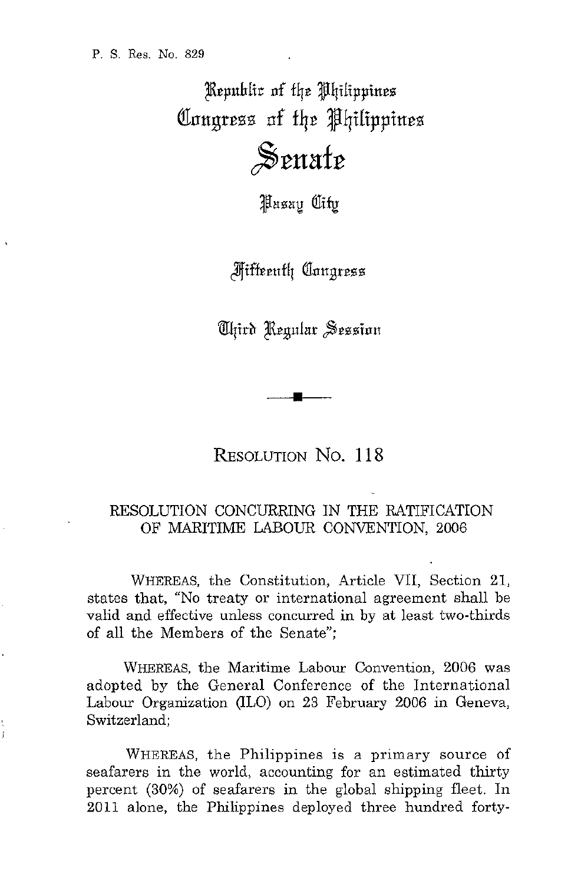P. S. Res. No. 829

Republic of the Philippines
Congress of the Philippines

# Senate

Pasay City

Fifteenth Congress

Third Regular Session

## RESOLUTION No. 118

### RESOLUTION CONCURRING IN THE RATIFICATION OF MARITIME LABOUR CONVENTION, 2006

WHEREAS, the Constitution, Article VII, Section 21, states that, "No treaty or international agreement shall be valid and effective unless concurred in by at least two-thirds of all the Members of the Senate";

WHEREAS, the Maritime Labour Convention, 2006 was adopted by the General Conference of the International Labour Organization (ILO) on 23 February 2006 in Geneva, Switzerland;

WHEREAS, the Philippines is a primary source of seafarers in the world, accounting for an estimated thirty percent (30%) of seafarers in the global shipping fleet. In 2011 alone, the Philippines deployed three hundred forty-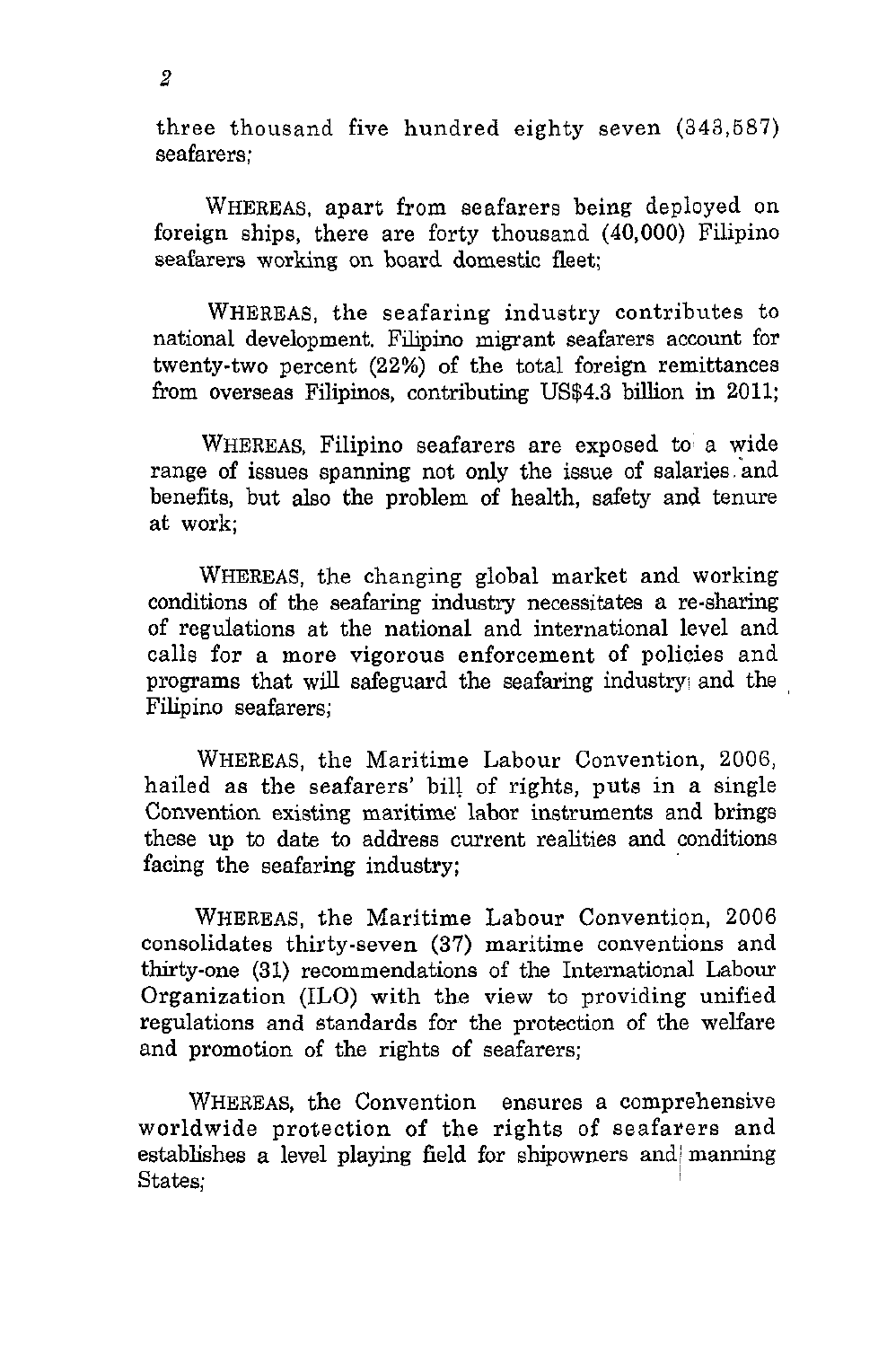three thousand five hundred eighty seven (343,587) seafarers;

WHEREAS, apart from seafarers being deployed on foreign ships, there are forty thousand (40,000) Filipino seafarers working on board domestic fleet;

WHEREAS, the seafaring industry contributes to national development. Filipino migrant seafarers account for twenty-two percent (22%) of the total foreign remittances from overseas Filipinos, contributing US$4.3 billion in 2011;

WHEREAS, Filipino seafarers are exposed to a wide range of issues spanning not only the issue of salaries and benefits, but also the problem of health, safety and tenure at work;

WHEREAS, the changing global market and working conditions of the seafaring industry necessitates a re-sharing of regulations at the national and international level and calls for a more vigorous enforcement of policies and programs that will safeguard the seafaring industry and the Filipino seafarers;

WHEREAS, the Maritime Labour Convention, 2006, hailed as the seafarers' bill of rights, puts in a single Convention existing maritime labor instruments and brings these up to date to address current realities and conditions facing the seafaring industry;

WHEREAS, the Maritime Labour Convention, 2006 consolidates thirty-seven (37) maritime conventions and thirty-one (31) recommendations of the International Labour Organization (ILO) with the view to providing unified regulations and standards for the protection of the welfare and promotion of the rights of seafarers;

WHEREAS, the Convention ensures a comprehensive worldwide protection of the rights of seafarers and establishes a level playing field for shipowners and manning States;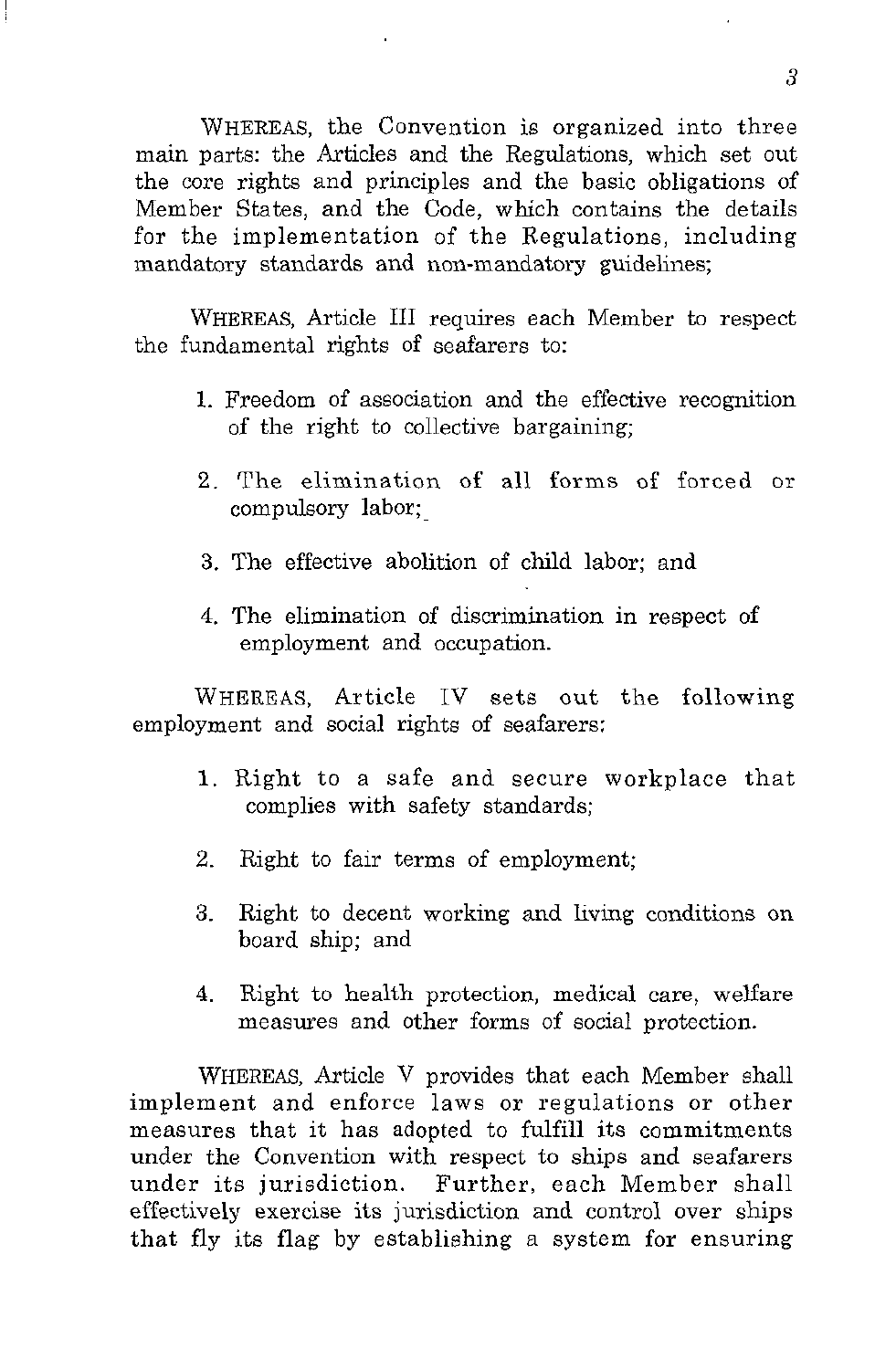WHEREAS, the Convention is organized into three main parts: the Articles and the Regulations, which set out the core rights and principles and the basic obligations of Member States, and the Code, which contains the details for the implementation of the Regulations, including mandatory standards and non-mandatory guidelines;

WHEREAS, Article III requires each Member to respect the fundamental rights of seafarers to:

1. Freedom of association and the effective recognition of the right to collective bargaining;
2. The elimination of all forms of forced or compulsory labor;
3. The effective abolition of child labor; and
4. The elimination of discrimination in respect of employment and occupation.

WHEREAS, Article IV sets out the following employment and social rights of seafarers:

1. Right to a safe and secure workplace that complies with safety standards;
2. Right to fair terms of employment;
3. Right to decent working and living conditions on board ship; and
4. Right to health protection, medical care, welfare measures and other forms of social protection.

WHEREAS, Article V provides that each Member shall implement and enforce laws or regulations or other measures that it has adopted to fulfill its commitments under the Convention with respect to ships and seafarers under its jurisdiction. Further, each Member shall effectively exercise its jurisdiction and control over ships that fly its flag by establishing a system for ensuring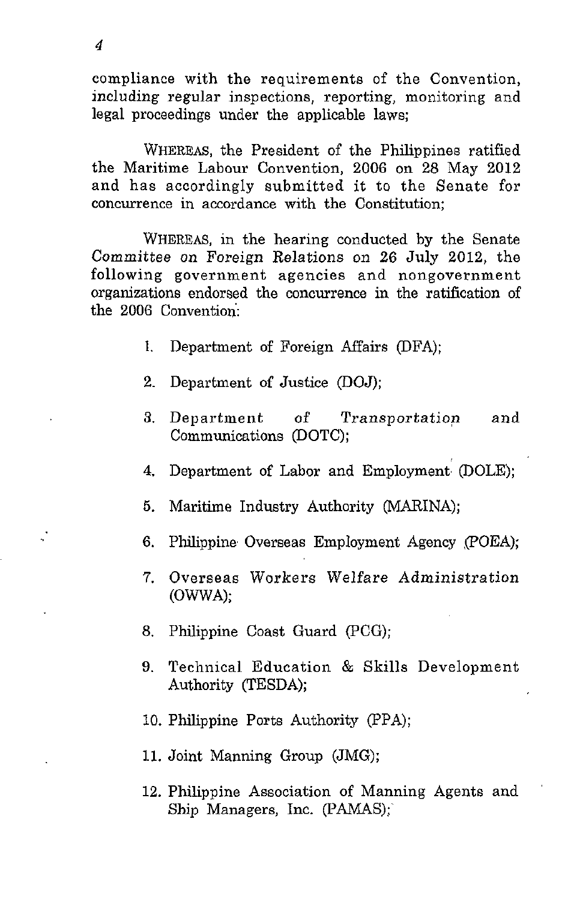compliance with the requirements of the Convention, including regular inspections, reporting, monitoring and legal proceedings under the applicable laws;

WHEREAS, the President of the Philippines ratified the Maritime Labour Convention, 2006 on 28 May 2012 and has accordingly submitted it to the Senate for concurrence in accordance with the Constitution;

WHEREAS, in the hearing conducted by the Senate *Committee on Foreign Relations* on 26 July 2012, the following government agencies and nongovernment organizations endorsed the concurrence in the ratification of the 2006 Convention:

1. Department of Foreign Affairs (DFA);
2. Department of Justice (DOJ);
3. Department of *Transportation* and Communications (DOTC);
4. Department of Labor and Employment (DOLE);
5. Maritime Industry Authority (MARINA);
6. Philippine Overseas Employment Agency (POEA);
7. Overseas Workers Welfare Administration (OWWA);
8. Philippine Coast Guard (PCG);
9. Technical Education & Skills Development Authority (TESDA);
10. Philippine Ports Authority (PPA);
11. Joint Manning Group (JMG);
12. Philippine Association of Manning Agents and Ship Managers, Inc. (PAMAS);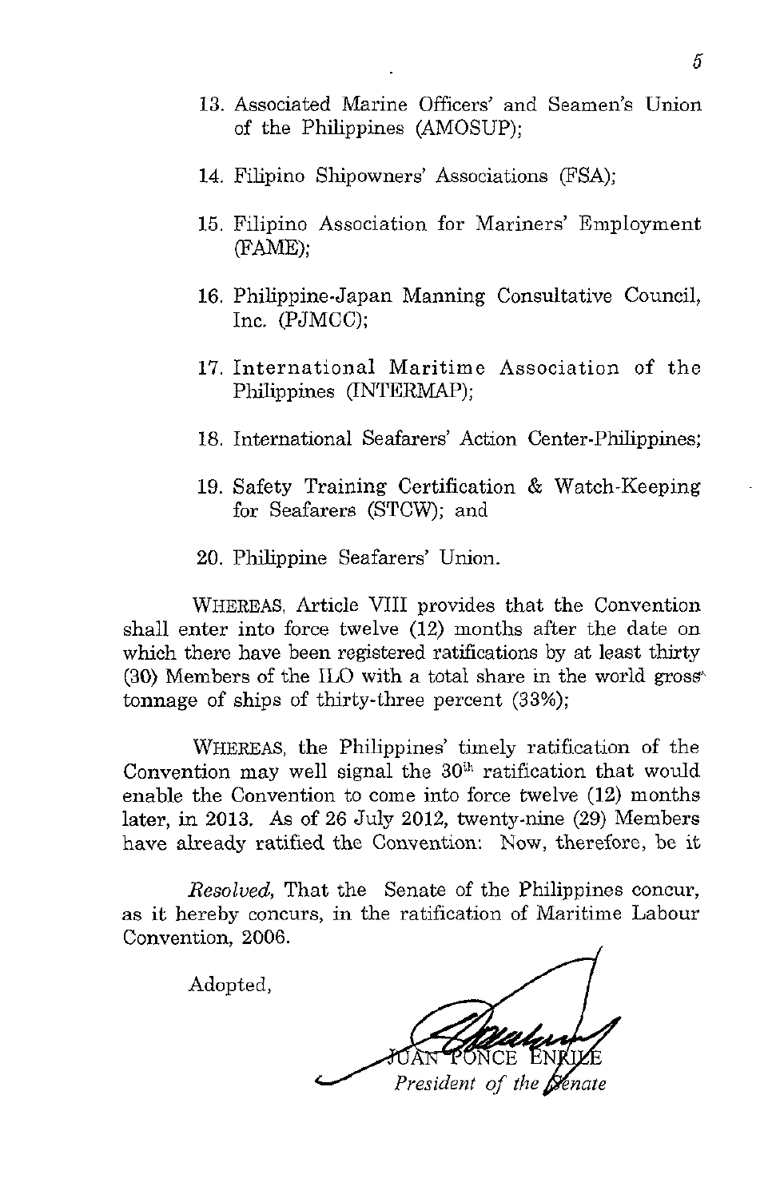13. Associated Marine Officers' and Seamen's Union of the Philippines (AMOSUP);

14. Filipino Shipowners' Associations (FSA);

15. Filipino Association for Mariners' Employment (FAME);

16. Philippine-Japan Manning Consultative Council, Inc. (PJMCC);

17. International Maritime Association of the Philippines (INTERMAP);

18. International Seafarers' Action Center-Philippines;

19. Safety Training Certification & Watch-Keeping for Seafarers (STCW); and

20. Philippine Seafarers' Union.

WHEREAS, Article VIII provides that the Convention shall enter into force twelve (12) months after the date on which there have been registered ratifications by at least thirty (30) Members of the ILO with a total share in the world gross tonnage of ships of thirty-three percent (33%);

WHEREAS, the Philippines' timely ratification of the Convention may well signal the 30th ratification that would enable the Convention to come into force twelve (12) months later, in 2013. As of 26 July 2012, twenty-nine (29) Members have already ratified the Convention: Now, therefore, be it

*Resolved,* That the Senate of the Philippines concur, as it hereby concurs, in the ratification of Maritime Labour Convention, 2006.

Adopted,

JUAN PONCE ENRILE
*President of the Senate*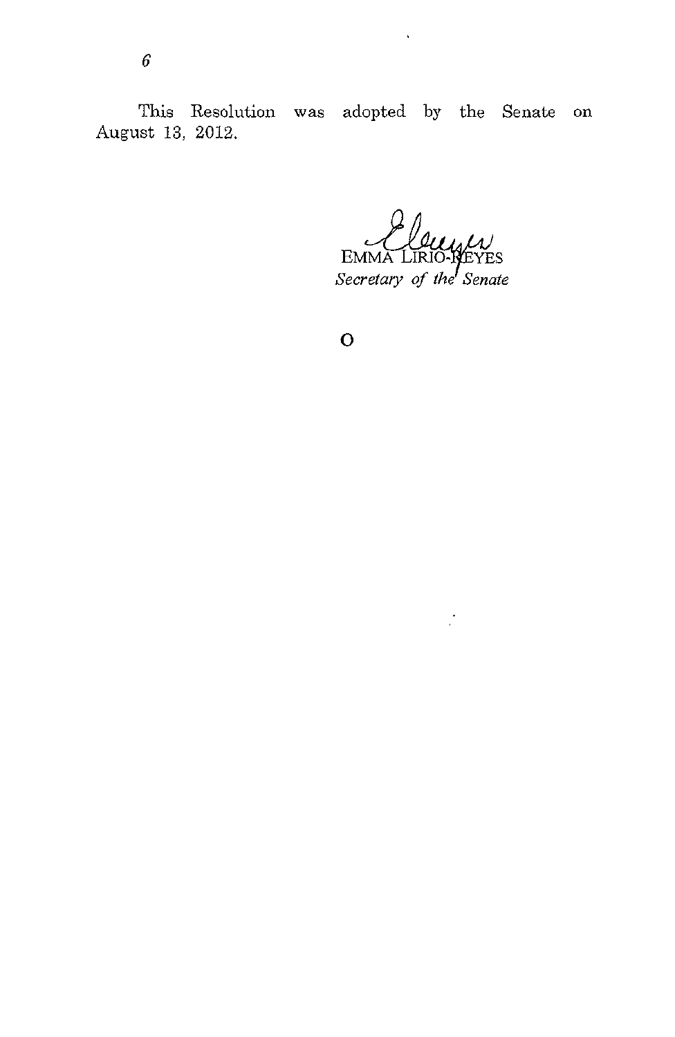This Resolution was adopted by the Senate on August 13, 2012.

EMMA LIRIO-REYES
*Secretary of the Senate*

O